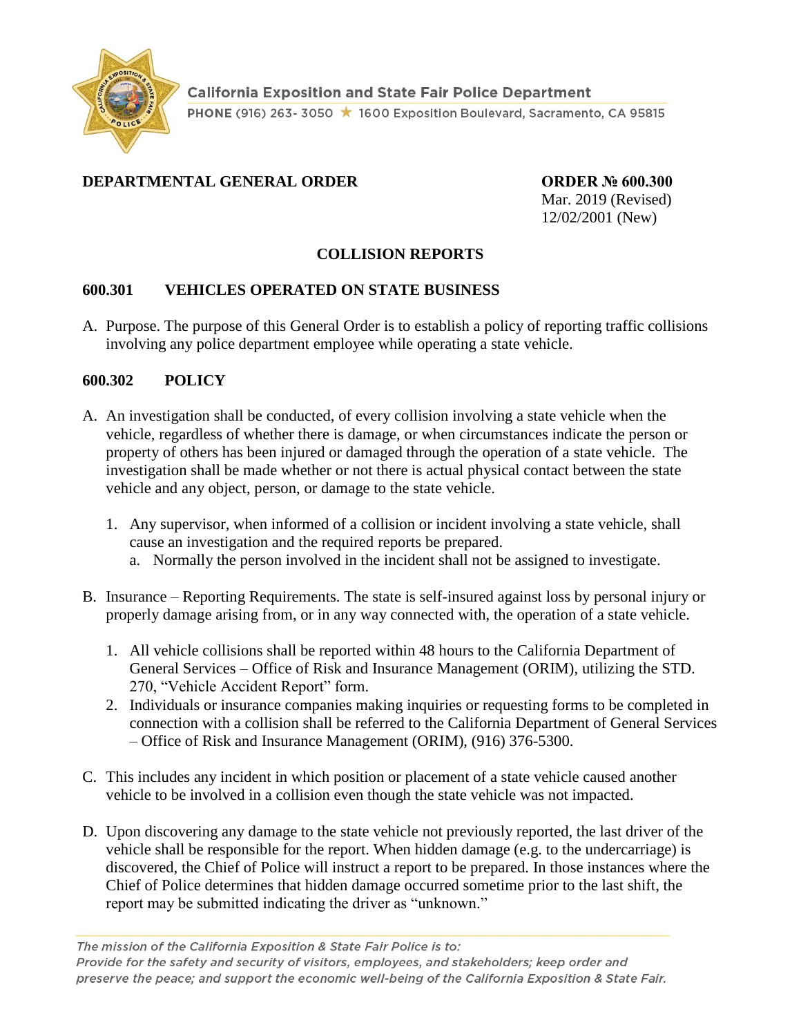California Exposition and State Fair Police Department

PHONE (916) 263- 3050 ★ 1600 Exposition Boulevard, Sacramento, CA 95815

**DEPARTMENTAL GENERAL ORDER**

**ORDER № 600.300**
Mar. 2019 (Revised)
12/02/2001 (New)

## COLLISION REPORTS

### 600.301 VEHICLES OPERATED ON STATE BUSINESS

A. Purpose. The purpose of this General Order is to establish a policy of reporting traffic collisions involving any police department employee while operating a state vehicle.

### 600.302 POLICY

A. An investigation shall be conducted, of every collision involving a state vehicle when the vehicle, regardless of whether there is damage, or when circumstances indicate the person or property of others has been injured or damaged through the operation of a state vehicle. The investigation shall be made whether or not there is actual physical contact between the state vehicle and any object, person, or damage to the state vehicle.

   1. Any supervisor, when informed of a collision or incident involving a state vehicle, shall cause an investigation and the required reports be prepared.
      a. Normally the person involved in the incident shall not be assigned to investigate.

B. Insurance – Reporting Requirements. The state is self-insured against loss by personal injury or properly damage arising from, or in any way connected with, the operation of a state vehicle.

   1. All vehicle collisions shall be reported within 48 hours to the California Department of General Services – Office of Risk and Insurance Management (ORIM), utilizing the STD. 270, "Vehicle Accident Report" form.
   2. Individuals or insurance companies making inquiries or requesting forms to be completed in connection with a collision shall be referred to the California Department of General Services – Office of Risk and Insurance Management (ORIM), (916) 376-5300.

C. This includes any incident in which position or placement of a state vehicle caused another vehicle to be involved in a collision even though the state vehicle was not impacted.

D. Upon discovering any damage to the state vehicle not previously reported, the last driver of the vehicle shall be responsible for the report. When hidden damage (e.g. to the undercarriage) is discovered, the Chief of Police will instruct a report to be prepared. In those instances where the Chief of Police determines that hidden damage occurred sometime prior to the last shift, the report may be submitted indicating the driver as "unknown."

*The mission of the California Exposition & State Fair Police is to:
Provide for the safety and security of visitors, employees, and stakeholders; keep order and preserve the peace; and support the economic well-being of the California Exposition & State Fair.*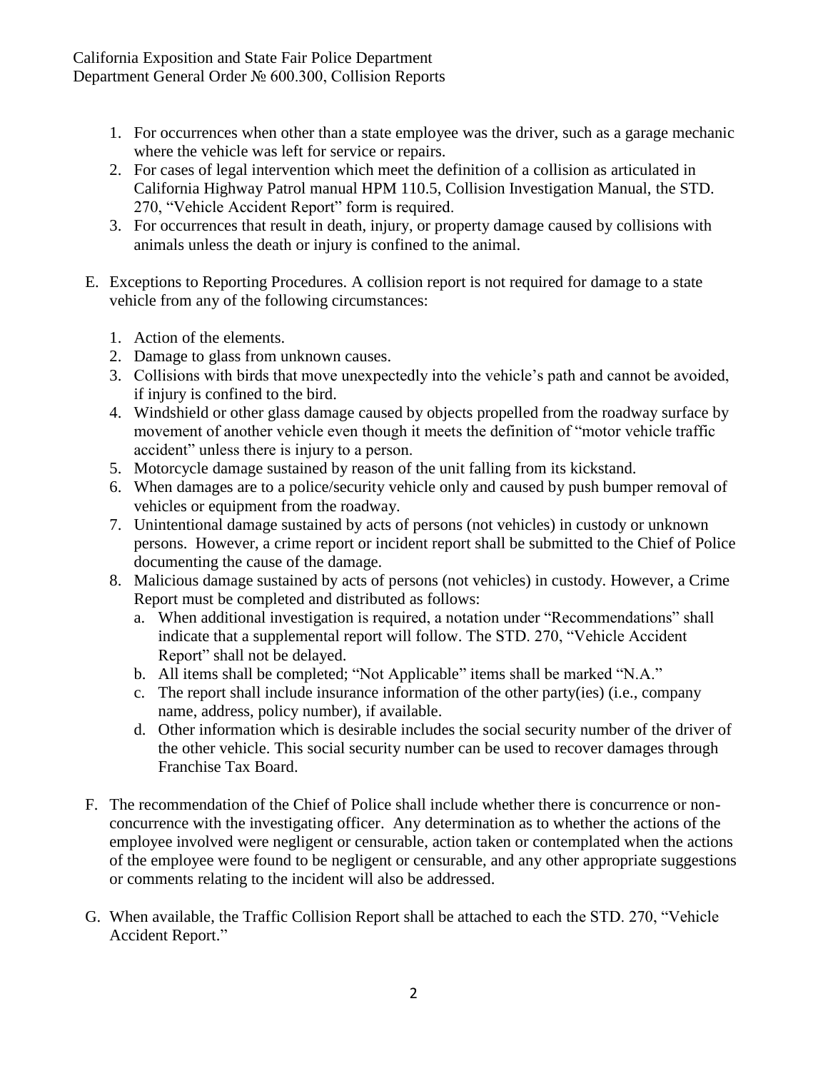1. For occurrences when other than a state employee was the driver, such as a garage mechanic where the vehicle was left for service or repairs.
2. For cases of legal intervention which meet the definition of a collision as articulated in California Highway Patrol manual HPM 110.5, Collision Investigation Manual, the STD. 270, "Vehicle Accident Report" form is required.
3. For occurrences that result in death, injury, or property damage caused by collisions with animals unless the death or injury is confined to the animal.

E. Exceptions to Reporting Procedures. A collision report is not required for damage to a state vehicle from any of the following circumstances:

   1. Action of the elements.
   2. Damage to glass from unknown causes.
   3. Collisions with birds that move unexpectedly into the vehicle's path and cannot be avoided, if injury is confined to the bird.
   4. Windshield or other glass damage caused by objects propelled from the roadway surface by movement of another vehicle even though it meets the definition of "motor vehicle traffic accident" unless there is injury to a person.
   5. Motorcycle damage sustained by reason of the unit falling from its kickstand.
   6. When damages are to a police/security vehicle only and caused by push bumper removal of vehicles or equipment from the roadway.
   7. Unintentional damage sustained by acts of persons (not vehicles) in custody or unknown persons. However, a crime report or incident report shall be submitted to the Chief of Police documenting the cause of the damage.
   8. Malicious damage sustained by acts of persons (not vehicles) in custody. However, a Crime Report must be completed and distributed as follows:
      a. When additional investigation is required, a notation under "Recommendations" shall indicate that a supplemental report will follow. The STD. 270, "Vehicle Accident Report" shall not be delayed.
      b. All items shall be completed; "Not Applicable" items shall be marked "N.A."
      c. The report shall include insurance information of the other party(ies) (i.e., company name, address, policy number), if available.
      d. Other information which is desirable includes the social security number of the driver of the other vehicle. This social security number can be used to recover damages through Franchise Tax Board.

F. The recommendation of the Chief of Police shall include whether there is concurrence or non-concurrence with the investigating officer. Any determination as to whether the actions of the employee involved were negligent or censurable, action taken or contemplated when the actions of the employee were found to be negligent or censurable, and any other appropriate suggestions or comments relating to the incident will also be addressed.

G. When available, the Traffic Collision Report shall be attached to each the STD. 270, "Vehicle Accident Report."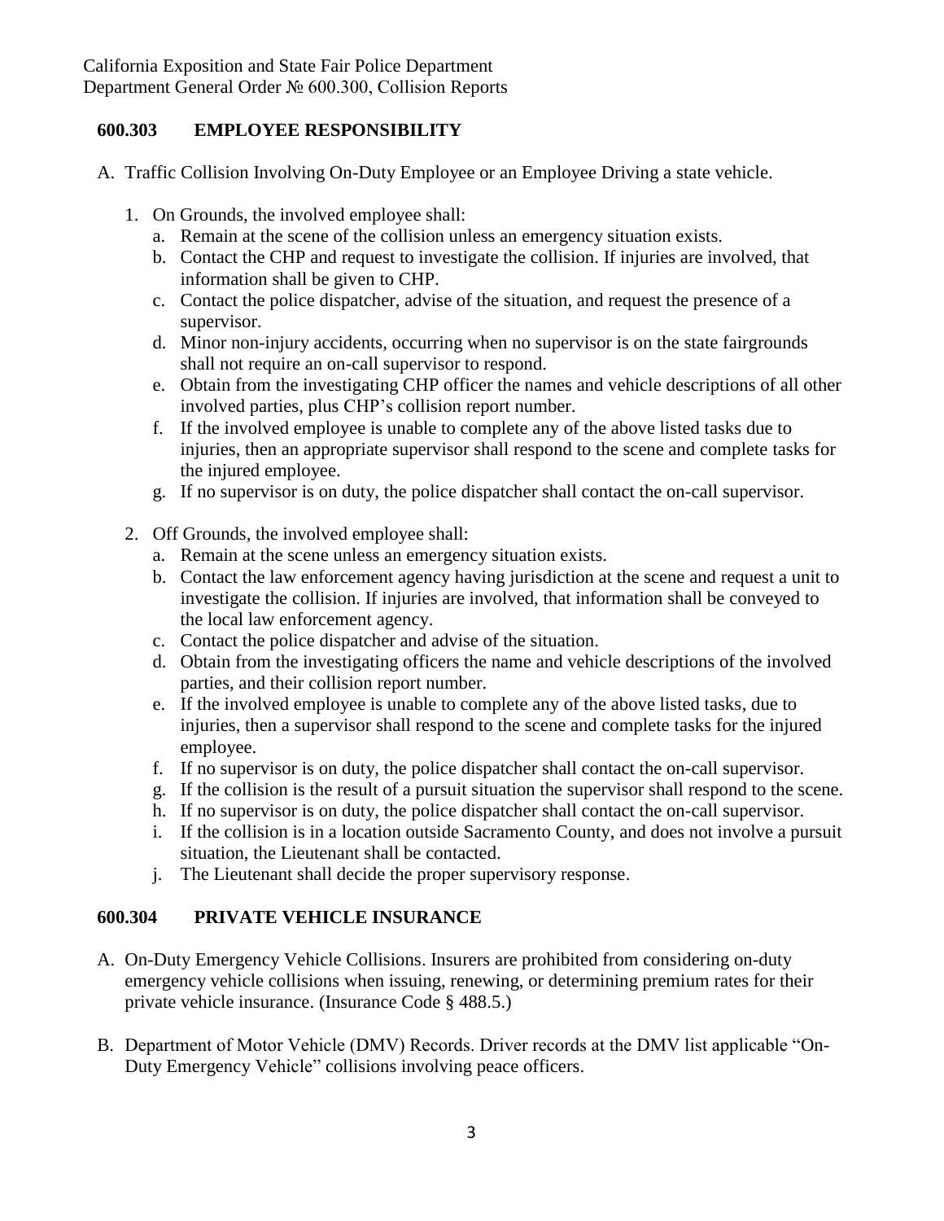### 600.303 EMPLOYEE RESPONSIBILITY

A. Traffic Collision Involving On-Duty Employee or an Employee Driving a state vehicle.

1. On Grounds, the involved employee shall:
   a. Remain at the scene of the collision unless an emergency situation exists.
   b. Contact the CHP and request to investigate the collision. If injuries are involved, that information shall be given to CHP.
   c. Contact the police dispatcher, advise of the situation, and request the presence of a supervisor.
   d. Minor non-injury accidents, occurring when no supervisor is on the state fairgrounds shall not require an on-call supervisor to respond.
   e. Obtain from the investigating CHP officer the names and vehicle descriptions of all other involved parties, plus CHP's collision report number.
   f. If the involved employee is unable to complete any of the above listed tasks due to injuries, then an appropriate supervisor shall respond to the scene and complete tasks for the injured employee.
   g. If no supervisor is on duty, the police dispatcher shall contact the on-call supervisor.

2. Off Grounds, the involved employee shall:
   a. Remain at the scene unless an emergency situation exists.
   b. Contact the law enforcement agency having jurisdiction at the scene and request a unit to investigate the collision. If injuries are involved, that information shall be conveyed to the local law enforcement agency.
   c. Contact the police dispatcher and advise of the situation.
   d. Obtain from the investigating officers the name and vehicle descriptions of the involved parties, and their collision report number.
   e. If the involved employee is unable to complete any of the above listed tasks, due to injuries, then a supervisor shall respond to the scene and complete tasks for the injured employee.
   f. If no supervisor is on duty, the police dispatcher shall contact the on-call supervisor.
   g. If the collision is the result of a pursuit situation the supervisor shall respond to the scene.
   h. If no supervisor is on duty, the police dispatcher shall contact the on-call supervisor.
   i. If the collision is in a location outside Sacramento County, and does not involve a pursuit situation, the Lieutenant shall be contacted.
   j. The Lieutenant shall decide the proper supervisory response.

### 600.304 PRIVATE VEHICLE INSURANCE

A. On-Duty Emergency Vehicle Collisions. Insurers are prohibited from considering on-duty emergency vehicle collisions when issuing, renewing, or determining premium rates for their private vehicle insurance. (Insurance Code § 488.5.)

B. Department of Motor Vehicle (DMV) Records. Driver records at the DMV list applicable "On-Duty Emergency Vehicle" collisions involving peace officers.